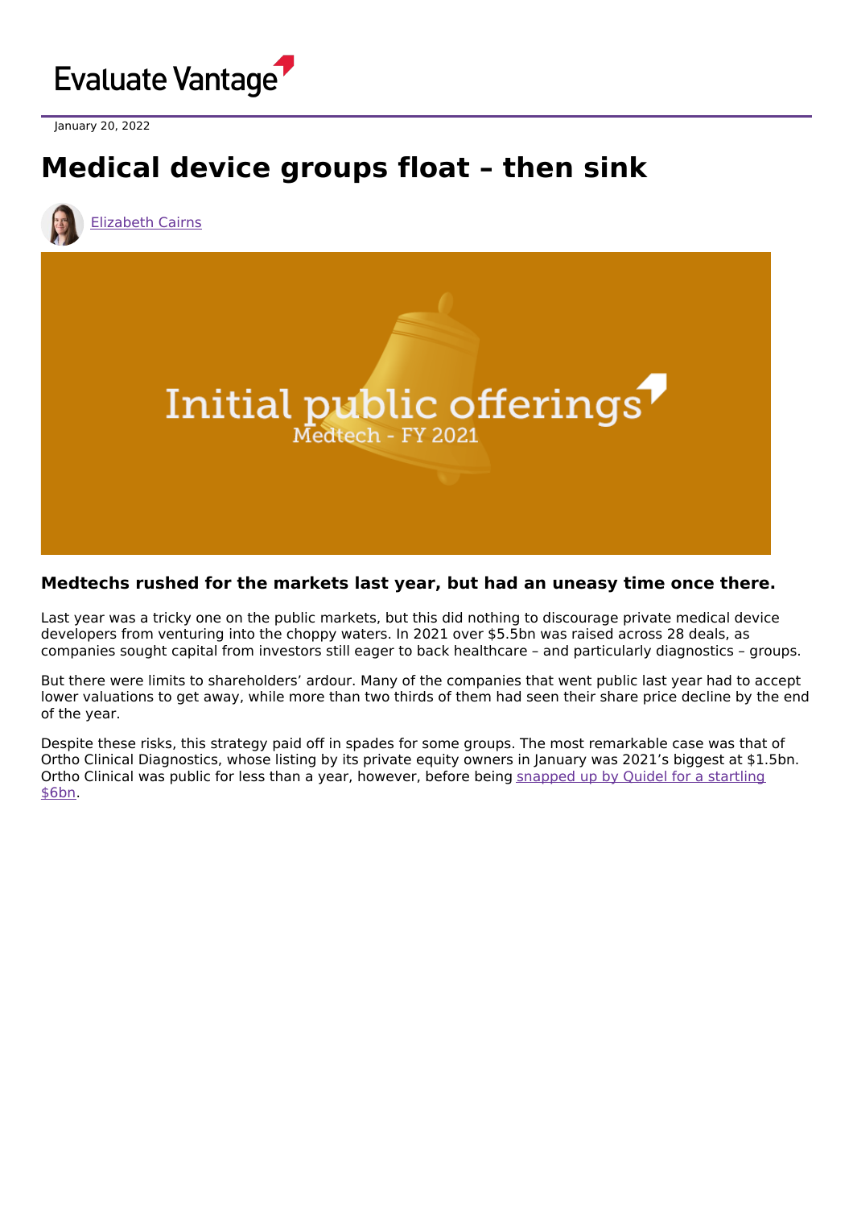Evaluate Vantage

January 20, 2022

# Medical device groups float – then sink

[Elizabeth Cairns](#)

### Medtechs rushed for the markets last year, but had an uneasy time once there.

Last year was a tricky one on the public markets, but this did nothing to discourage private medical device developers from venturing into the choppy waters. In 2021 over $5.5bn was raised across 28 deals, as companies sought capital from investors still eager to back healthcare – and particularly diagnostics – groups.

But there were limits to shareholders' ardour. Many of the companies that went public last year had to accept lower valuations to get away, while more than two thirds of them had seen their share price decline by the end of the year.

Despite these risks, this strategy paid off in spades for some groups. The most remarkable case was that of Ortho Clinical Diagnostics, whose listing by its private equity owners in January was 2021's biggest at $1.5bn. Ortho Clinical was public for less than a year, however, before being [snapped up by Quidel for a startling $6bn](#).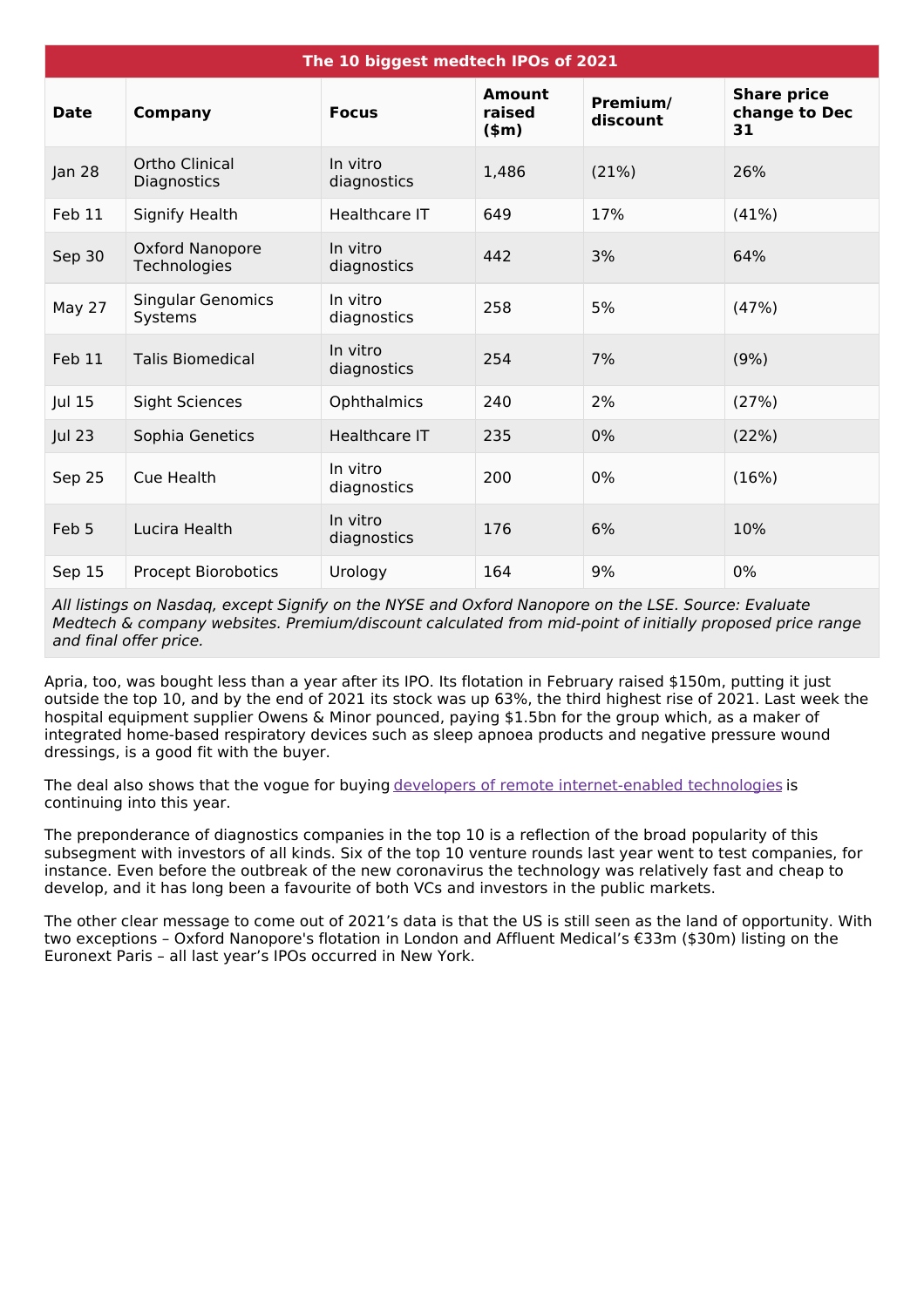| The 10 biggest medtech IPOs of 2021 | | | | | |
|---|---|---|---|---|---|
| **Date** | **Company** | **Focus** | **Amount raised ($m)** | **Premium/ discount** | **Share price change to Dec 31** |
| Jan 28 | Ortho Clinical Diagnostics | In vitro diagnostics | 1,486 | (21%) | 26% |
| Feb 11 | Signify Health | Healthcare IT | 649 | 17% | (41%) |
| Sep 30 | Oxford Nanopore Technologies | In vitro diagnostics | 442 | 3% | 64% |
| May 27 | Singular Genomics Systems | In vitro diagnostics | 258 | 5% | (47%) |
| Feb 11 | Talis Biomedical | In vitro diagnostics | 254 | 7% | (9%) |
| Jul 15 | Sight Sciences | Ophthalmics | 240 | 2% | (27%) |
| Jul 23 | Sophia Genetics | Healthcare IT | 235 | 0% | (22%) |
| Sep 25 | Cue Health | In vitro diagnostics | 200 | 0% | (16%) |
| Feb 5 | Lucira Health | In vitro diagnostics | 176 | 6% | 10% |
| Sep 15 | Procept Biorobotics | Urology | 164 | 9% | 0% |

*All listings on Nasdaq, except Signify on the NYSE and Oxford Nanopore on the LSE. Source: Evaluate Medtech & company websites. Premium/discount calculated from mid-point of initially proposed price range and final offer price.*

Apria, too, was bought less than a year after its IPO. Its flotation in February raised $150m, putting it just outside the top 10, and by the end of 2021 its stock was up 63%, the third highest rise of 2021. Last week the hospital equipment supplier Owens & Minor pounced, paying $1.5bn for the group which, as a maker of integrated home-based respiratory devices such as sleep apnoea products and negative pressure wound dressings, is a good fit with the buyer.

The deal also shows that the vogue for buying developers of remote internet-enabled technologies is continuing into this year.

The preponderance of diagnostics companies in the top 10 is a reflection of the broad popularity of this subsegment with investors of all kinds. Six of the top 10 venture rounds last year went to test companies, for instance. Even before the outbreak of the new coronavirus the technology was relatively fast and cheap to develop, and it has long been a favourite of both VCs and investors in the public markets.

The other clear message to come out of 2021's data is that the US is still seen as the land of opportunity. With two exceptions – Oxford Nanopore's flotation in London and Affluent Medical's €33m ($30m) listing on the Euronext Paris – all last year's IPOs occurred in New York.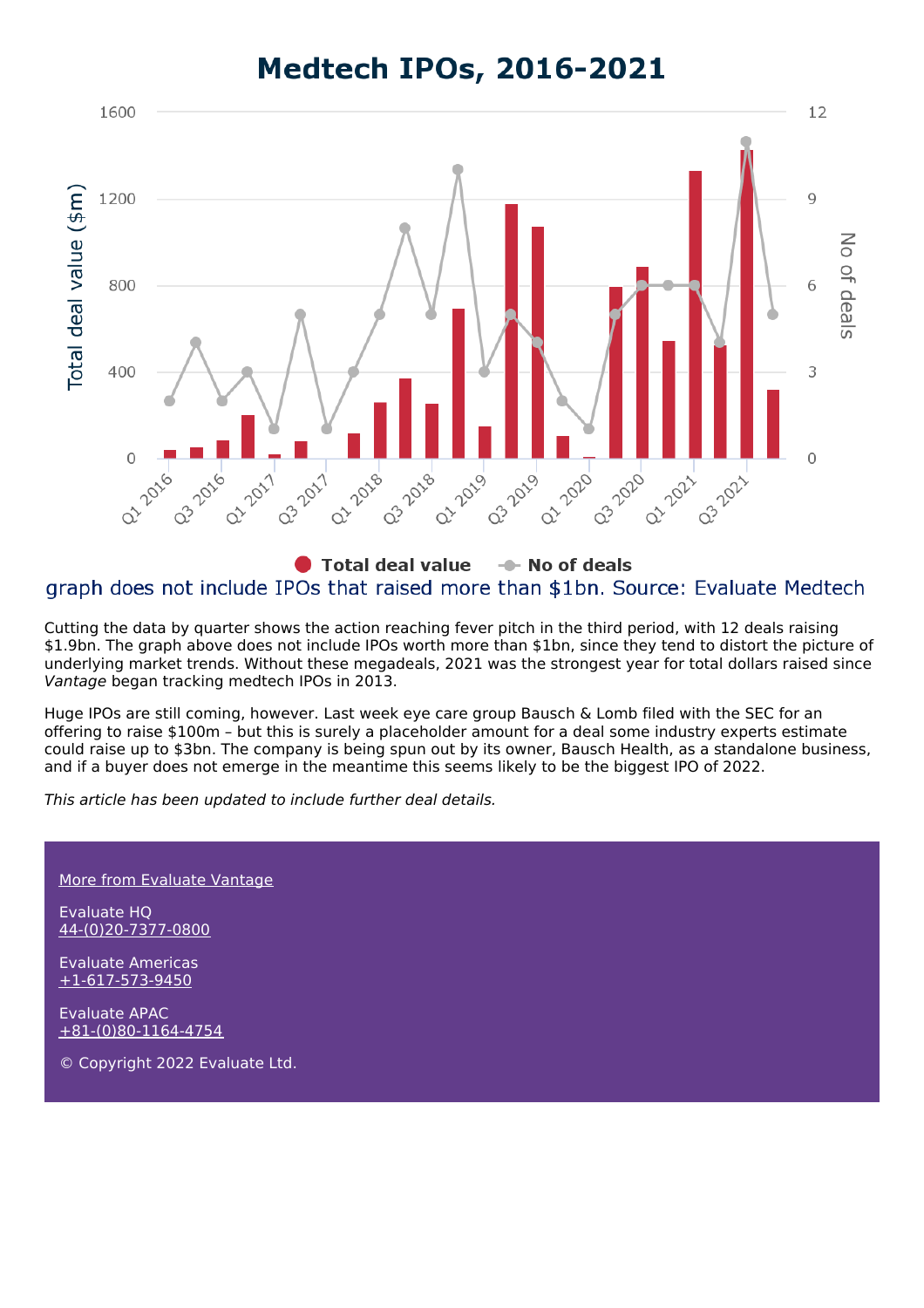## Medtech IPOs, 2016-2021

Total deal value ($m)

No of deals

1600
1200
800
400
0

12
9
6
3
0

Q1 2016
Q3 2016
Q1 2017
Q3 2017
Q1 2018
Q3 2018
Q1 2019
Q3 2019
Q1 2020
Q3 2020
Q1 2021
Q3 2021

Total deal value    No of deals

graph does not include IPOs that raised more than $1bn. Source: Evaluate Medtech

Cutting the data by quarter shows the action reaching fever pitch in the third period, with 12 deals raising $1.9bn. The graph above does not include IPOs worth more than $1bn, since they tend to distort the picture of underlying market trends. Without these megadeals, 2021 was the strongest year for total dollars raised since *Vantage* began tracking medtech IPOs in 2013.

Huge IPOs are still coming, however. Last week eye care group Bausch & Lomb filed with the SEC for an offering to raise $100m – but this is surely a placeholder amount for a deal some industry experts estimate could raise up to $3bn. The company is being spun out by its owner, Bausch Health, as a standalone business, and if a buyer does not emerge in the meantime this seems likely to be the biggest IPO of 2022.

*This article has been updated to include further deal details.*

More from Evaluate Vantage

Evaluate HQ
44-(0)20-7377-0800

Evaluate Americas
+1-617-573-9450

Evaluate APAC
+81-(0)80-1164-4754

© Copyright 2022 Evaluate Ltd.